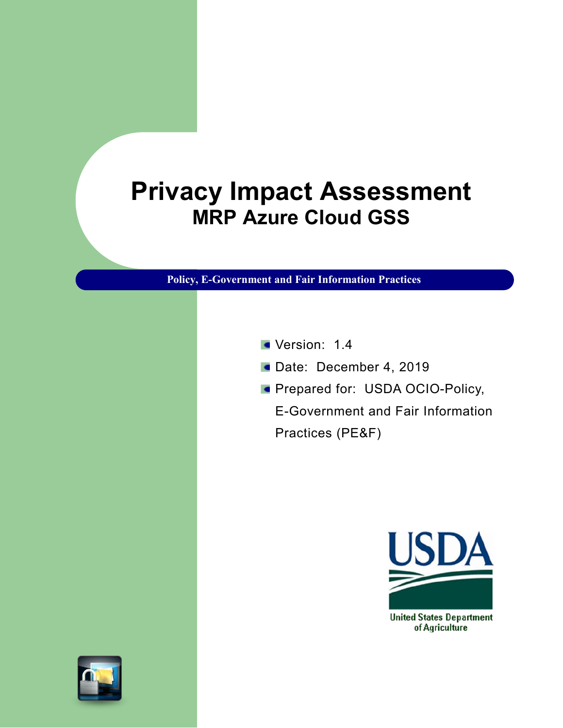# Privacy Impact Assessment

## MRP Azure Cloud GSS

**Policy, E-Government and Fair Information Practices**

- Version: 1.4
- Date: December 4, 2019
- Prepared for: USDA OCIO-Policy, E-Government and Fair Information Practices (PE&F)

United States Department of Agriculture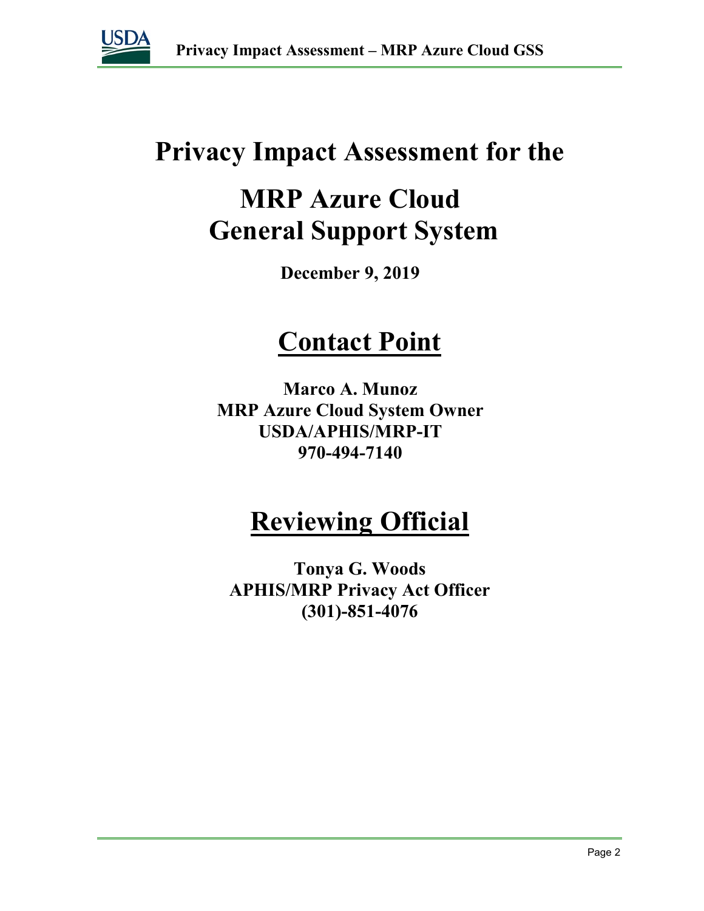# Privacy Impact Assessment for the

# MRP Azure Cloud General Support System

**December 9, 2019**

## Contact Point

**Marco A. Munoz**
**MRP Azure Cloud System Owner**
**USDA/APHIS/MRP-IT**
**970-494-7140**

## Reviewing Official

**Tonya G. Woods**
**APHIS/MRP Privacy Act Officer**
**(301)-851-4076**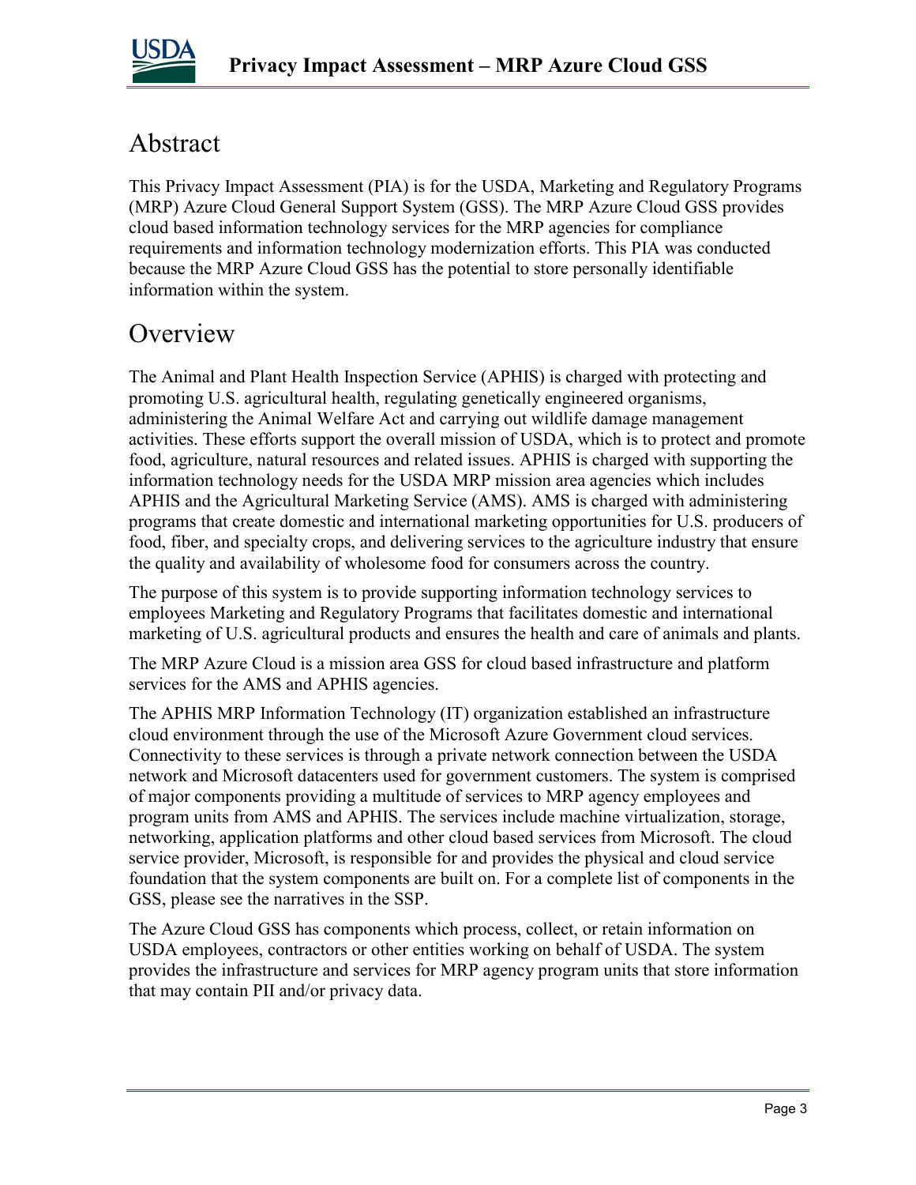# Abstract

This Privacy Impact Assessment (PIA) is for the USDA, Marketing and Regulatory Programs (MRP) Azure Cloud General Support System (GSS). The MRP Azure Cloud GSS provides cloud based information technology services for the MRP agencies for compliance requirements and information technology modernization efforts. This PIA was conducted because the MRP Azure Cloud GSS has the potential to store personally identifiable information within the system.

# Overview

The Animal and Plant Health Inspection Service (APHIS) is charged with protecting and promoting U.S. agricultural health, regulating genetically engineered organisms, administering the Animal Welfare Act and carrying out wildlife damage management activities. These efforts support the overall mission of USDA, which is to protect and promote food, agriculture, natural resources and related issues. APHIS is charged with supporting the information technology needs for the USDA MRP mission area agencies which includes APHIS and the Agricultural Marketing Service (AMS). AMS is charged with administering programs that create domestic and international marketing opportunities for U.S. producers of food, fiber, and specialty crops, and delivering services to the agriculture industry that ensure the quality and availability of wholesome food for consumers across the country.

The purpose of this system is to provide supporting information technology services to employees Marketing and Regulatory Programs that facilitates domestic and international marketing of U.S. agricultural products and ensures the health and care of animals and plants.

The MRP Azure Cloud is a mission area GSS for cloud based infrastructure and platform services for the AMS and APHIS agencies.

The APHIS MRP Information Technology (IT) organization established an infrastructure cloud environment through the use of the Microsoft Azure Government cloud services. Connectivity to these services is through a private network connection between the USDA network and Microsoft datacenters used for government customers. The system is comprised of major components providing a multitude of services to MRP agency employees and program units from AMS and APHIS. The services include machine virtualization, storage, networking, application platforms and other cloud based services from Microsoft. The cloud service provider, Microsoft, is responsible for and provides the physical and cloud service foundation that the system components are built on. For a complete list of components in the GSS, please see the narratives in the SSP.

The Azure Cloud GSS has components which process, collect, or retain information on USDA employees, contractors or other entities working on behalf of USDA. The system provides the infrastructure and services for MRP agency program units that store information that may contain PII and/or privacy data.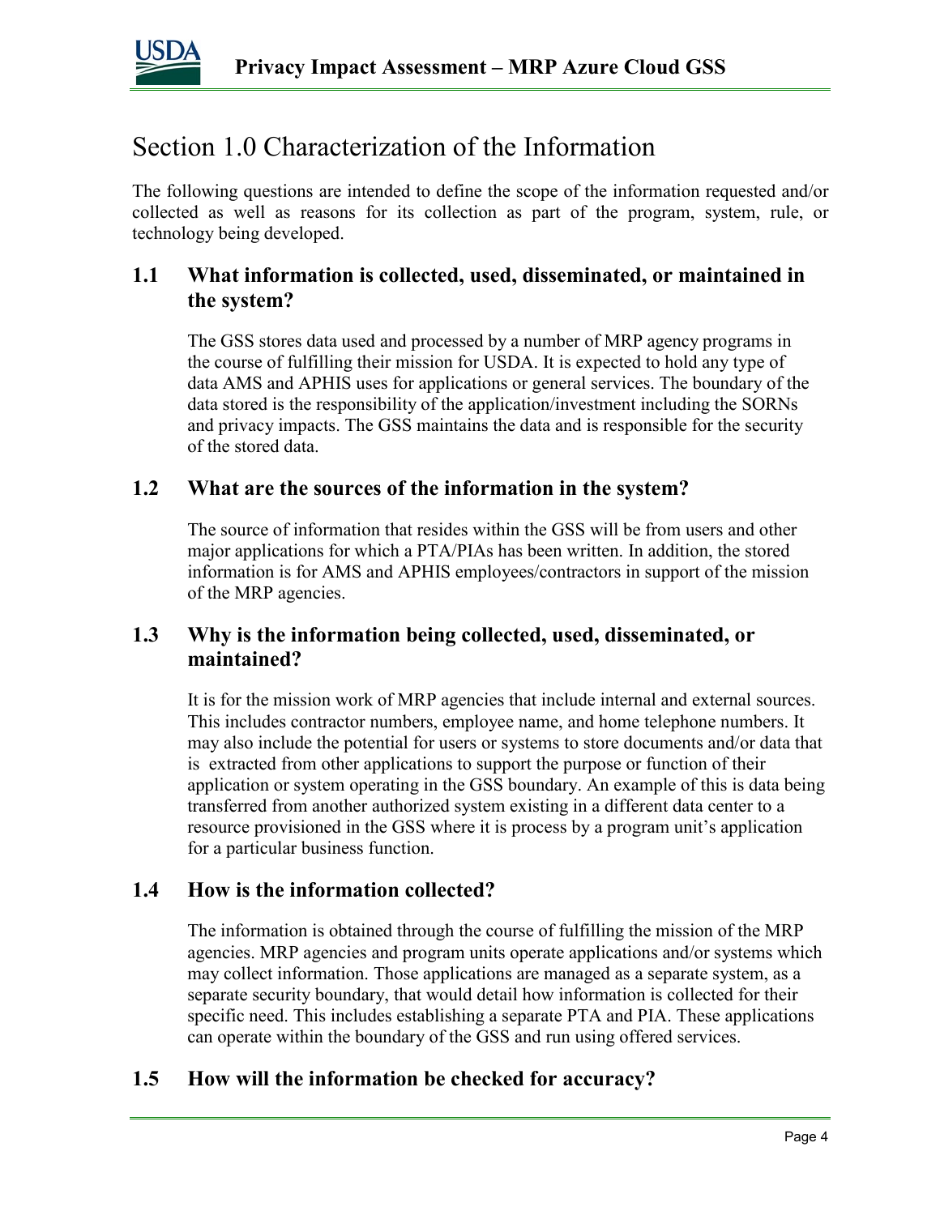# Section 1.0 Characterization of the Information

The following questions are intended to define the scope of the information requested and/or collected as well as reasons for its collection as part of the program, system, rule, or technology being developed.

## 1.1 What information is collected, used, disseminated, or maintained in the system?

The GSS stores data used and processed by a number of MRP agency programs in the course of fulfilling their mission for USDA. It is expected to hold any type of data AMS and APHIS uses for applications or general services. The boundary of the data stored is the responsibility of the application/investment including the SORNs and privacy impacts. The GSS maintains the data and is responsible for the security of the stored data.

## 1.2 What are the sources of the information in the system?

The source of information that resides within the GSS will be from users and other major applications for which a PTA/PIAs has been written. In addition, the stored information is for AMS and APHIS employees/contractors in support of the mission of the MRP agencies.

## 1.3 Why is the information being collected, used, disseminated, or maintained?

It is for the mission work of MRP agencies that include internal and external sources. This includes contractor numbers, employee name, and home telephone numbers. It may also include the potential for users or systems to store documents and/or data that is extracted from other applications to support the purpose or function of their application or system operating in the GSS boundary. An example of this is data being transferred from another authorized system existing in a different data center to a resource provisioned in the GSS where it is process by a program unit's application for a particular business function.

## 1.4 How is the information collected?

The information is obtained through the course of fulfilling the mission of the MRP agencies. MRP agencies and program units operate applications and/or systems which may collect information. Those applications are managed as a separate system, as a separate security boundary, that would detail how information is collected for their specific need. This includes establishing a separate PTA and PIA. These applications can operate within the boundary of the GSS and run using offered services.

## 1.5 How will the information be checked for accuracy?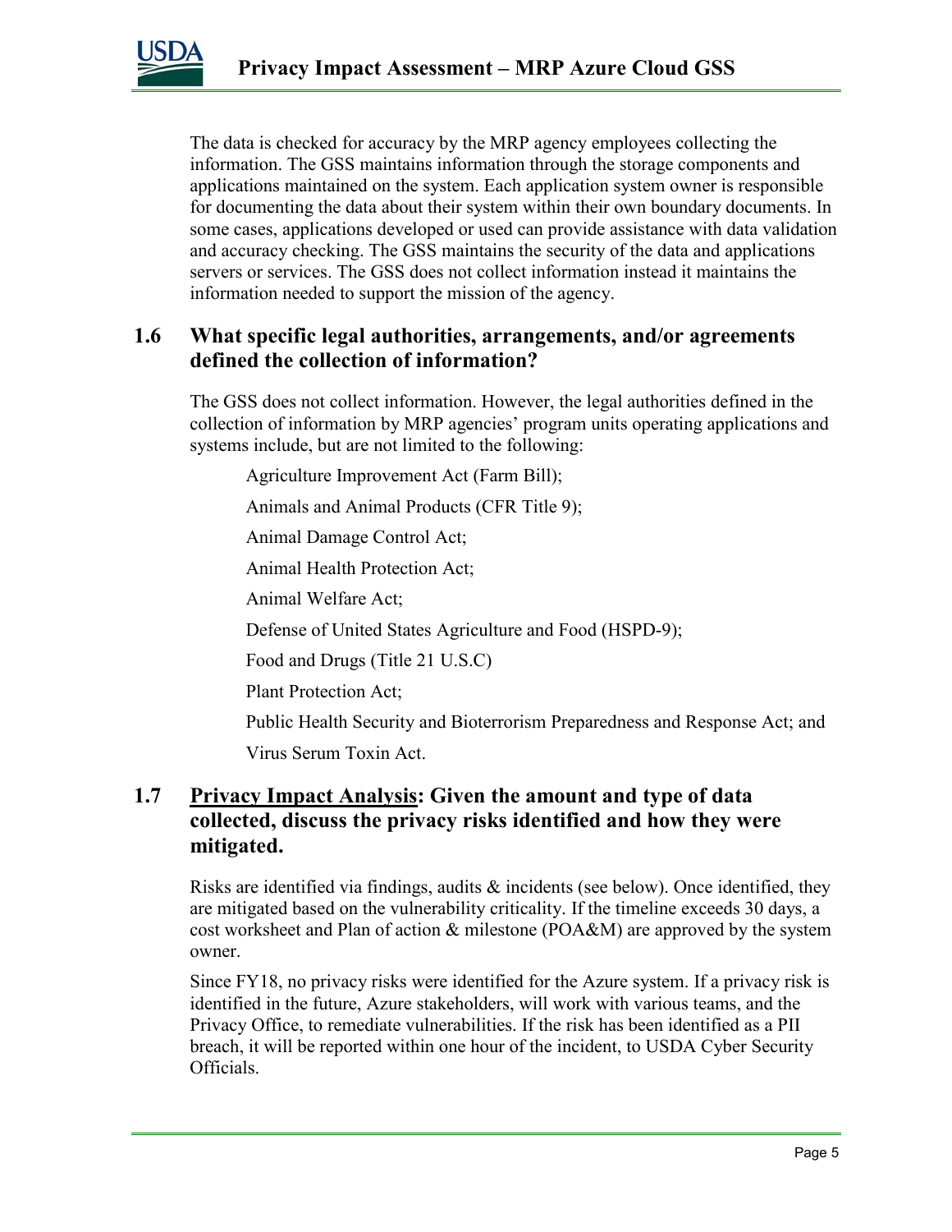The data is checked for accuracy by the MRP agency employees collecting the information. The GSS maintains information through the storage components and applications maintained on the system. Each application system owner is responsible for documenting the data about their system within their own boundary documents. In some cases, applications developed or used can provide assistance with data validation and accuracy checking. The GSS maintains the security of the data and applications servers or services. The GSS does not collect information instead it maintains the information needed to support the mission of the agency.

## 1.6 What specific legal authorities, arrangements, and/or agreements defined the collection of information?

The GSS does not collect information. However, the legal authorities defined in the collection of information by MRP agencies' program units operating applications and systems include, but are not limited to the following:

Agriculture Improvement Act (Farm Bill);

Animals and Animal Products (CFR Title 9);

Animal Damage Control Act;

Animal Health Protection Act;

Animal Welfare Act;

Defense of United States Agriculture and Food (HSPD-9);

Food and Drugs (Title 21 U.S.C)

Plant Protection Act;

Public Health Security and Bioterrorism Preparedness and Response Act; and

Virus Serum Toxin Act.

## 1.7 Privacy Impact Analysis: Given the amount and type of data collected, discuss the privacy risks identified and how they were mitigated.

Risks are identified via findings, audits & incidents (see below). Once identified, they are mitigated based on the vulnerability criticality. If the timeline exceeds 30 days, a cost worksheet and Plan of action & milestone (POA&M) are approved by the system owner.

Since FY18, no privacy risks were identified for the Azure system. If a privacy risk is identified in the future, Azure stakeholders, will work with various teams, and the Privacy Office, to remediate vulnerabilities. If the risk has been identified as a PII breach, it will be reported within one hour of the incident, to USDA Cyber Security Officials.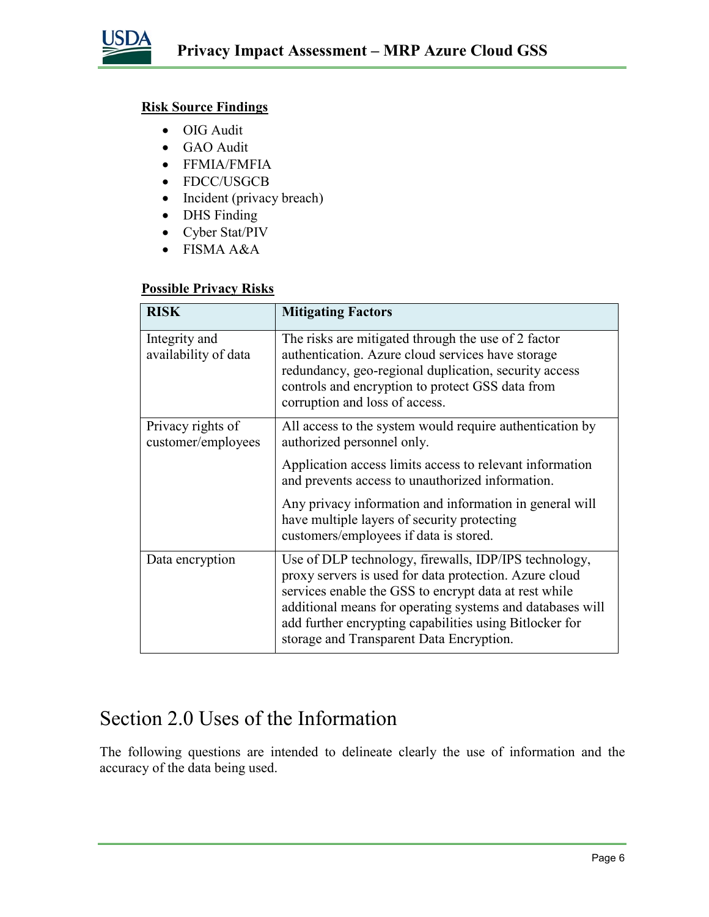**Risk Source Findings**

- OIG Audit
- GAO Audit
- FFMIA/FMFIA
- FDCC/USGCB
- Incident (privacy breach)
- DHS Finding
- Cyber Stat/PIV
- FISMA A&A

**Possible Privacy Risks**

| RISK | Mitigating Factors |
|---|---|
| Integrity and availability of data | The risks are mitigated through the use of 2 factor authentication. Azure cloud services have storage redundancy, geo-regional duplication, security access controls and encryption to protect GSS data from corruption and loss of access. |
| Privacy rights of customer/employees | All access to the system would require authentication by authorized personnel only.<br><br>Application access limits access to relevant information and prevents access to unauthorized information.<br><br>Any privacy information and information in general will have multiple layers of security protecting customers/employees if data is stored. |
| Data encryption | Use of DLP technology, firewalls, IDP/IPS technology, proxy servers is used for data protection. Azure cloud services enable the GSS to encrypt data at rest while additional means for operating systems and databases will add further encrypting capabilities using Bitlocker for storage and Transparent Data Encryption. |

# Section 2.0 Uses of the Information

The following questions are intended to delineate clearly the use of information and the accuracy of the data being used.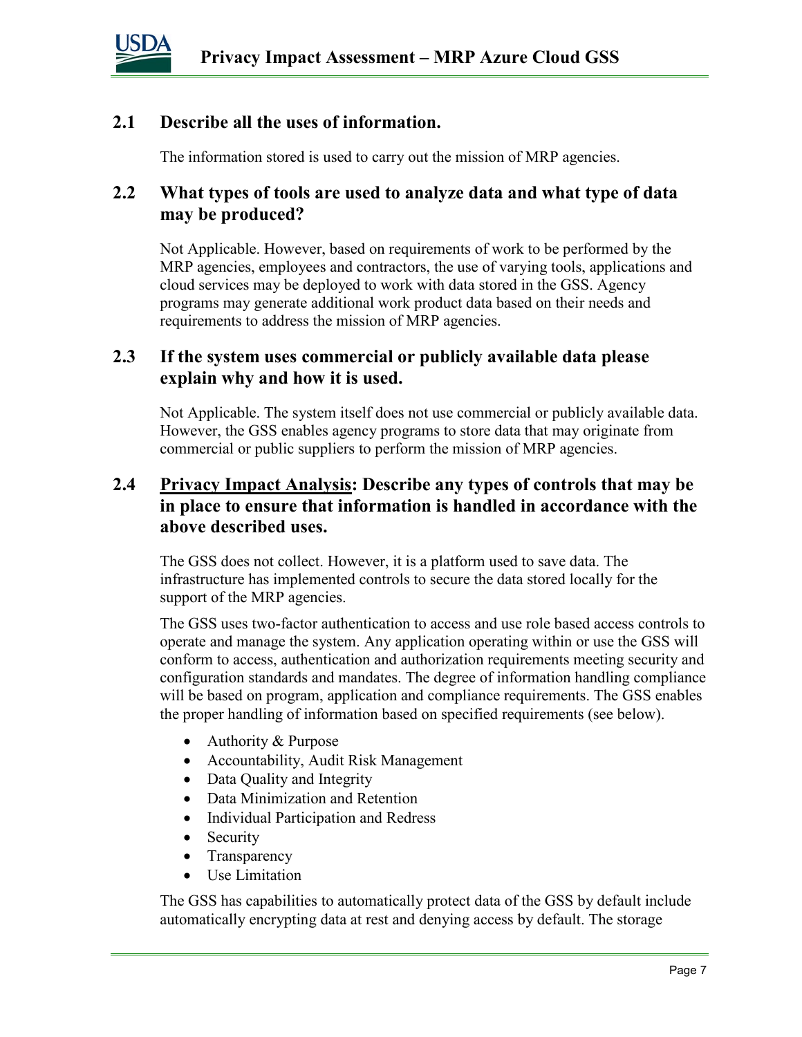## 2.1 Describe all the uses of information.

The information stored is used to carry out the mission of MRP agencies.

## 2.2 What types of tools are used to analyze data and what type of data may be produced?

Not Applicable. However, based on requirements of work to be performed by the MRP agencies, employees and contractors, the use of varying tools, applications and cloud services may be deployed to work with data stored in the GSS. Agency programs may generate additional work product data based on their needs and requirements to address the mission of MRP agencies.

## 2.3 If the system uses commercial or publicly available data please explain why and how it is used.

Not Applicable. The system itself does not use commercial or publicly available data. However, the GSS enables agency programs to store data that may originate from commercial or public suppliers to perform the mission of MRP agencies.

## 2.4 Privacy Impact Analysis: Describe any types of controls that may be in place to ensure that information is handled in accordance with the above described uses.

The GSS does not collect. However, it is a platform used to save data. The infrastructure has implemented controls to secure the data stored locally for the support of the MRP agencies.

The GSS uses two-factor authentication to access and use role based access controls to operate and manage the system. Any application operating within or use the GSS will conform to access, authentication and authorization requirements meeting security and configuration standards and mandates. The degree of information handling compliance will be based on program, application and compliance requirements. The GSS enables the proper handling of information based on specified requirements (see below).

- Authority & Purpose
- Accountability, Audit Risk Management
- Data Quality and Integrity
- Data Minimization and Retention
- Individual Participation and Redress
- Security
- Transparency
- Use Limitation

The GSS has capabilities to automatically protect data of the GSS by default include automatically encrypting data at rest and denying access by default. The storage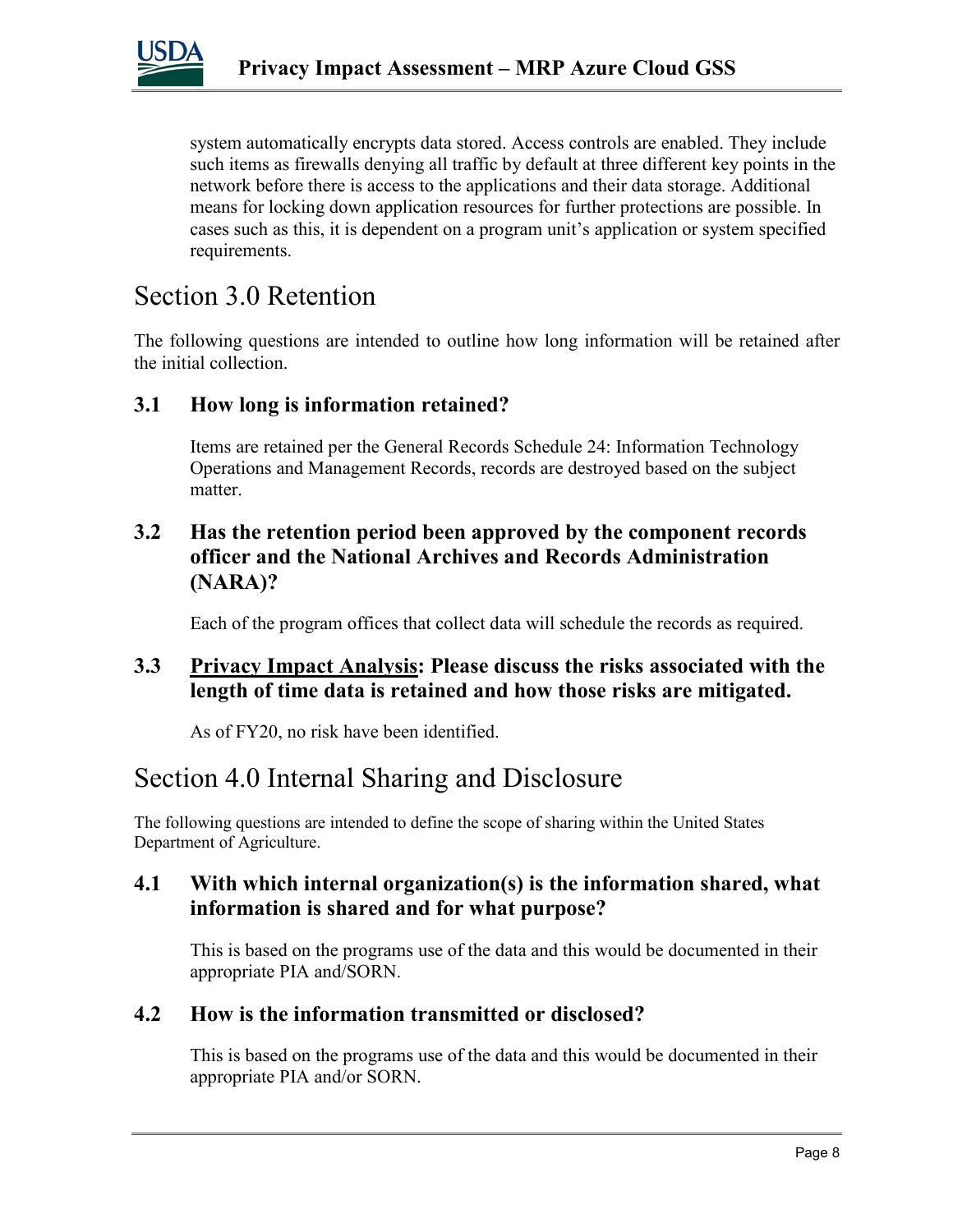system automatically encrypts data stored. Access controls are enabled. They include such items as firewalls denying all traffic by default at three different key points in the network before there is access to the applications and their data storage. Additional means for locking down application resources for further protections are possible. In cases such as this, it is dependent on a program unit's application or system specified requirements.

# Section 3.0 Retention

The following questions are intended to outline how long information will be retained after the initial collection.

### 3.1 How long is information retained?

Items are retained per the General Records Schedule 24: Information Technology Operations and Management Records, records are destroyed based on the subject matter.

### 3.2 Has the retention period been approved by the component records officer and the National Archives and Records Administration (NARA)?

Each of the program offices that collect data will schedule the records as required.

### 3.3 Privacy Impact Analysis: Please discuss the risks associated with the length of time data is retained and how those risks are mitigated.

As of FY20, no risk have been identified.

# Section 4.0 Internal Sharing and Disclosure

The following questions are intended to define the scope of sharing within the United States Department of Agriculture.

### 4.1 With which internal organization(s) is the information shared, what information is shared and for what purpose?

This is based on the programs use of the data and this would be documented in their appropriate PIA and/SORN.

### 4.2 How is the information transmitted or disclosed?

This is based on the programs use of the data and this would be documented in their appropriate PIA and/or SORN.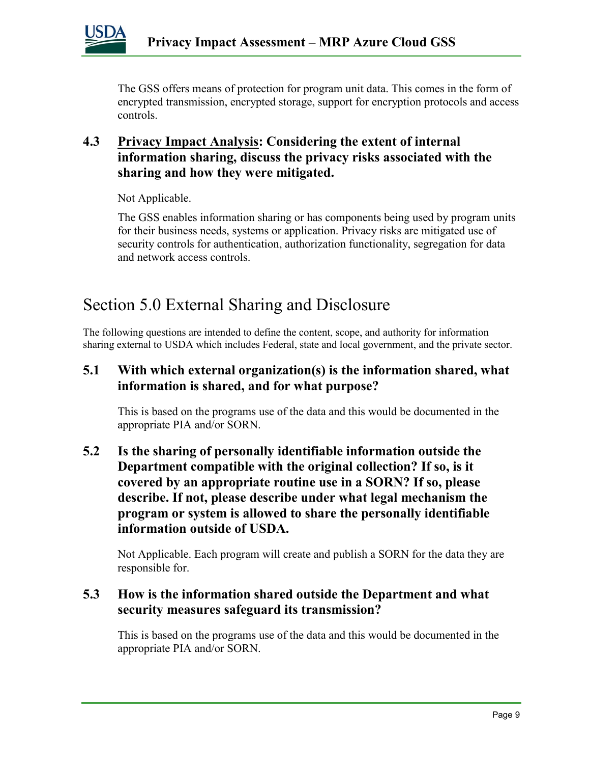The GSS offers means of protection for program unit data. This comes in the form of encrypted transmission, encrypted storage, support for encryption protocols and access controls.

### 4.3 <u>Privacy Impact Analysis</u>: Considering the extent of internal information sharing, discuss the privacy risks associated with the sharing and how they were mitigated.

Not Applicable.

The GSS enables information sharing or has components being used by program units for their business needs, systems or application. Privacy risks are mitigated use of security controls for authentication, authorization functionality, segregation for data and network access controls.

## Section 5.0 External Sharing and Disclosure

The following questions are intended to define the content, scope, and authority for information sharing external to USDA which includes Federal, state and local government, and the private sector.

### 5.1 With which external organization(s) is the information shared, what information is shared, and for what purpose?

This is based on the programs use of the data and this would be documented in the appropriate PIA and/or SORN.

### 5.2 Is the sharing of personally identifiable information outside the Department compatible with the original collection? If so, is it covered by an appropriate routine use in a SORN? If so, please describe. If not, please describe under what legal mechanism the program or system is allowed to share the personally identifiable information outside of USDA.

Not Applicable. Each program will create and publish a SORN for the data they are responsible for.

### 5.3 How is the information shared outside the Department and what security measures safeguard its transmission?

This is based on the programs use of the data and this would be documented in the appropriate PIA and/or SORN.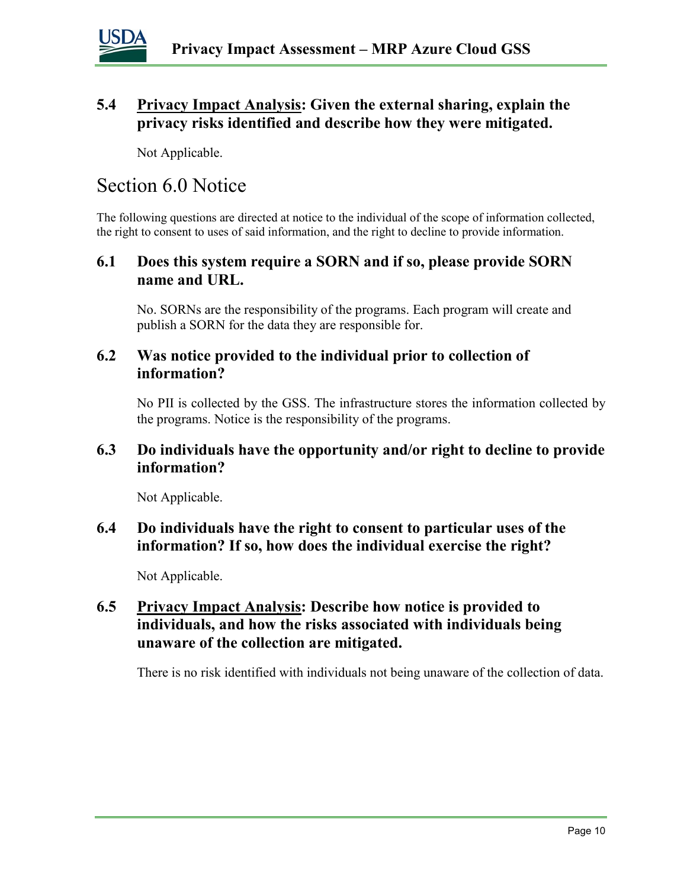### 5.4 <u>Privacy Impact Analysis</u>: Given the external sharing, explain the privacy risks identified and describe how they were mitigated.

Not Applicable.

## Section 6.0 Notice

The following questions are directed at notice to the individual of the scope of information collected, the right to consent to uses of said information, and the right to decline to provide information.

### 6.1 Does this system require a SORN and if so, please provide SORN name and URL.

No. SORNs are the responsibility of the programs. Each program will create and publish a SORN for the data they are responsible for.

### 6.2 Was notice provided to the individual prior to collection of information?

No PII is collected by the GSS. The infrastructure stores the information collected by the programs. Notice is the responsibility of the programs.

### 6.3 Do individuals have the opportunity and/or right to decline to provide information?

Not Applicable.

### 6.4 Do individuals have the right to consent to particular uses of the information? If so, how does the individual exercise the right?

Not Applicable.

### 6.5 <u>Privacy Impact Analysis</u>: Describe how notice is provided to individuals, and how the risks associated with individuals being unaware of the collection are mitigated.

There is no risk identified with individuals not being unaware of the collection of data.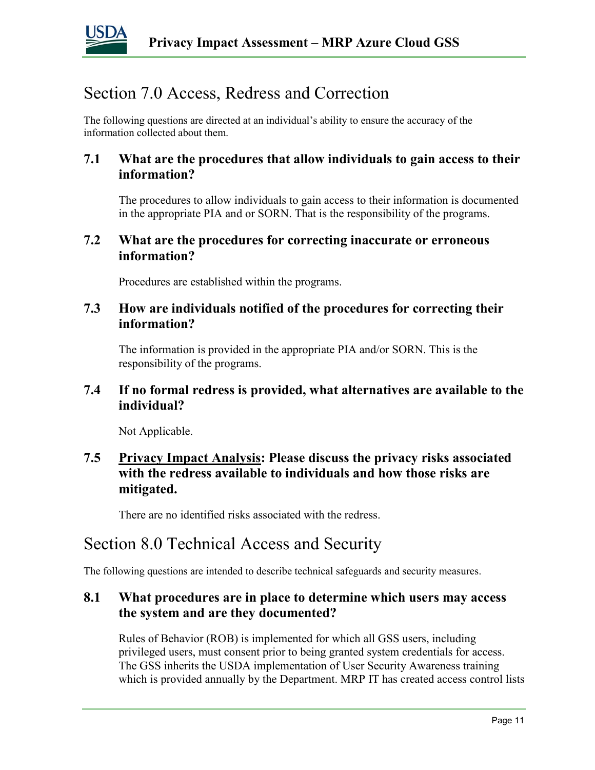# Section 7.0 Access, Redress and Correction

The following questions are directed at an individual's ability to ensure the accuracy of the information collected about them.

### 7.1 What are the procedures that allow individuals to gain access to their information?

The procedures to allow individuals to gain access to their information is documented in the appropriate PIA and or SORN. That is the responsibility of the programs.

### 7.2 What are the procedures for correcting inaccurate or erroneous information?

Procedures are established within the programs.

### 7.3 How are individuals notified of the procedures for correcting their information?

The information is provided in the appropriate PIA and/or SORN. This is the responsibility of the programs.

### 7.4 If no formal redress is provided, what alternatives are available to the individual?

Not Applicable.

### 7.5 Privacy Impact Analysis: Please discuss the privacy risks associated with the redress available to individuals and how those risks are mitigated.

There are no identified risks associated with the redress.

# Section 8.0 Technical Access and Security

The following questions are intended to describe technical safeguards and security measures.

### 8.1 What procedures are in place to determine which users may access the system and are they documented?

Rules of Behavior (ROB) is implemented for which all GSS users, including privileged users, must consent prior to being granted system credentials for access. The GSS inherits the USDA implementation of User Security Awareness training which is provided annually by the Department. MRP IT has created access control lists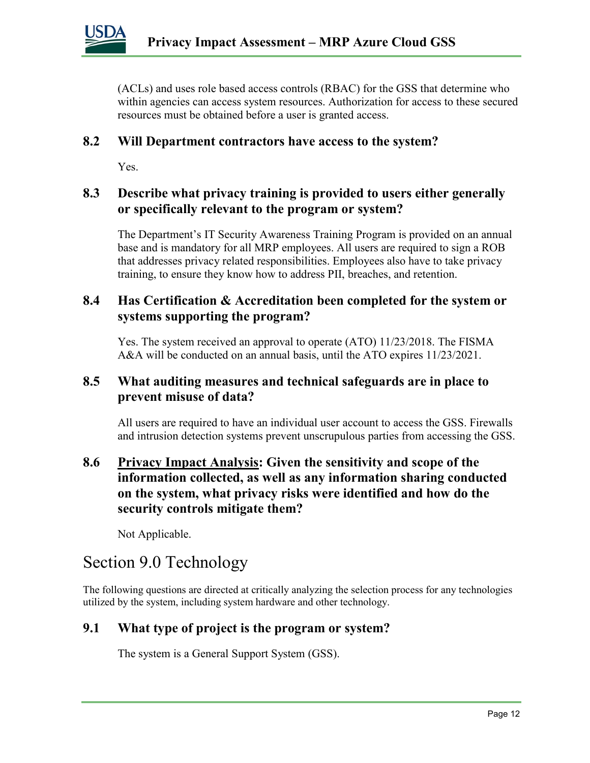(ACLs) and uses role based access controls (RBAC) for the GSS that determine who within agencies can access system resources. Authorization for access to these secured resources must be obtained before a user is granted access.

### 8.2 Will Department contractors have access to the system?

Yes.

### 8.3 Describe what privacy training is provided to users either generally or specifically relevant to the program or system?

The Department's IT Security Awareness Training Program is provided on an annual base and is mandatory for all MRP employees. All users are required to sign a ROB that addresses privacy related responsibilities. Employees also have to take privacy training, to ensure they know how to address PII, breaches, and retention.

### 8.4 Has Certification & Accreditation been completed for the system or systems supporting the program?

Yes. The system received an approval to operate (ATO) 11/23/2018. The FISMA A&A will be conducted on an annual basis, until the ATO expires 11/23/2021.

### 8.5 What auditing measures and technical safeguards are in place to prevent misuse of data?

All users are required to have an individual user account to access the GSS. Firewalls and intrusion detection systems prevent unscrupulous parties from accessing the GSS.

### 8.6 <u>Privacy Impact Analysis</u>: Given the sensitivity and scope of the information collected, as well as any information sharing conducted on the system, what privacy risks were identified and how do the security controls mitigate them?

Not Applicable.

## Section 9.0 Technology

The following questions are directed at critically analyzing the selection process for any technologies utilized by the system, including system hardware and other technology.

### 9.1 What type of project is the program or system?

The system is a General Support System (GSS).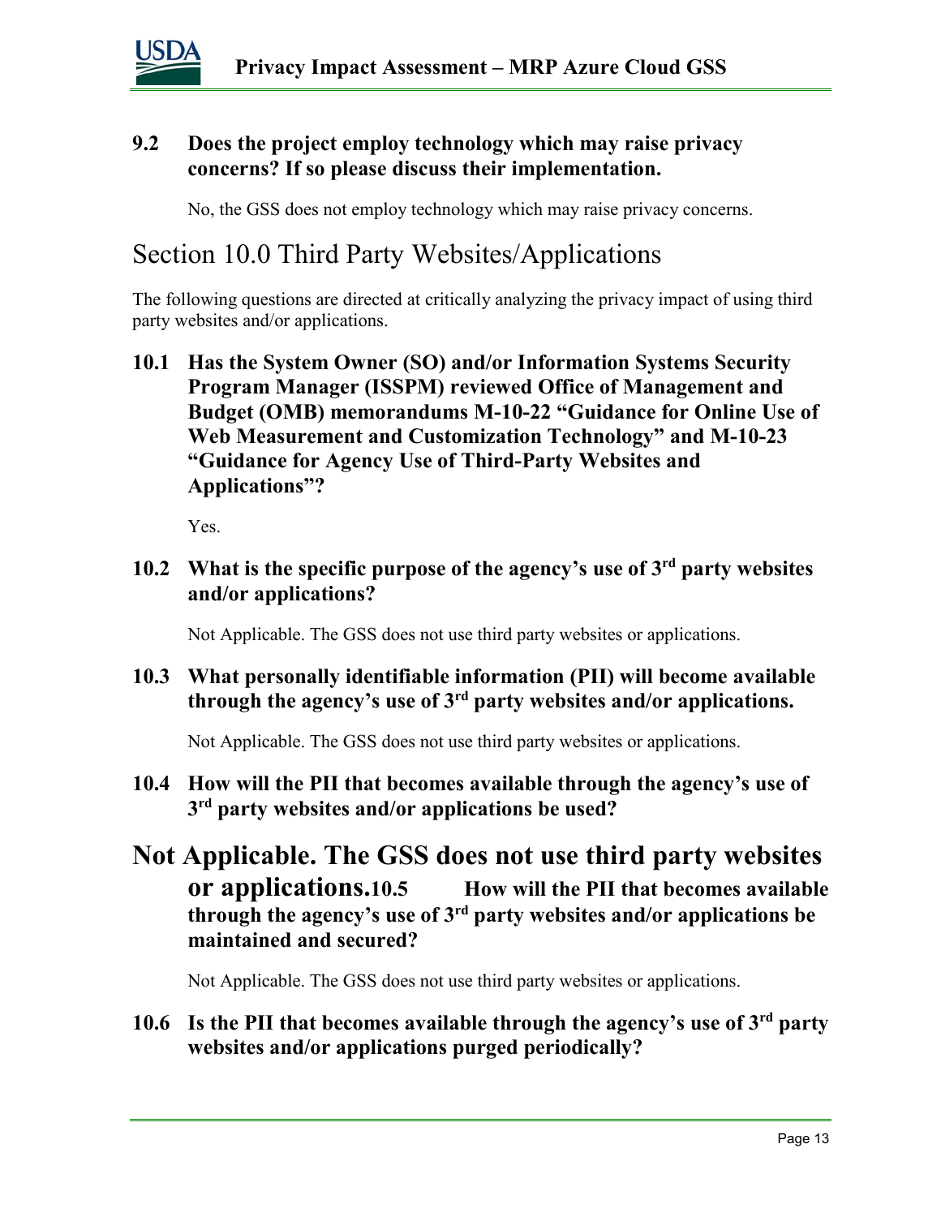### 9.2 Does the project employ technology which may raise privacy concerns? If so please discuss their implementation.

No, the GSS does not employ technology which may raise privacy concerns.

## Section 10.0 Third Party Websites/Applications

The following questions are directed at critically analyzing the privacy impact of using third party websites and/or applications.

### 10.1 Has the System Owner (SO) and/or Information Systems Security Program Manager (ISSPM) reviewed Office of Management and Budget (OMB) memorandums M-10-22 "Guidance for Online Use of Web Measurement and Customization Technology" and M-10-23 "Guidance for Agency Use of Third-Party Websites and Applications"?

Yes.

### 10.2 What is the specific purpose of the agency's use of 3rd party websites and/or applications?

Not Applicable. The GSS does not use third party websites or applications.

### 10.3 What personally identifiable information (PII) will become available through the agency's use of 3rd party websites and/or applications.

Not Applicable. The GSS does not use third party websites or applications.

### 10.4 How will the PII that becomes available through the agency's use of 3rd party websites and/or applications be used?

# Not Applicable. The GSS does not use third party websites or applications.

### 10.5 How will the PII that becomes available through the agency's use of 3rd party websites and/or applications be maintained and secured?

Not Applicable. The GSS does not use third party websites or applications.

### 10.6 Is the PII that becomes available through the agency's use of 3rd party websites and/or applications purged periodically?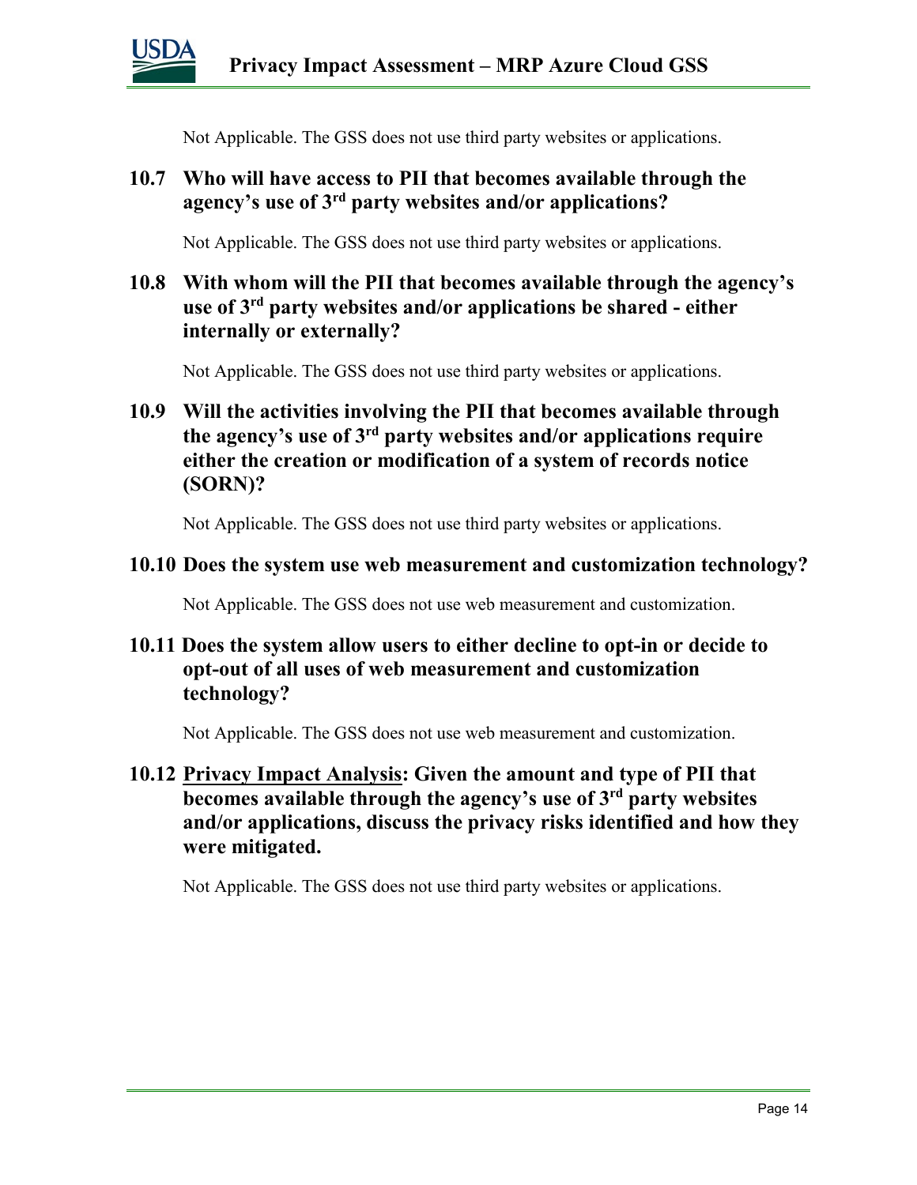Not Applicable. The GSS does not use third party websites or applications.

### 10.7 Who will have access to PII that becomes available through the agency's use of 3rd party websites and/or applications?

Not Applicable. The GSS does not use third party websites or applications.

### 10.8 With whom will the PII that becomes available through the agency's use of 3rd party websites and/or applications be shared - either internally or externally?

Not Applicable. The GSS does not use third party websites or applications.

### 10.9 Will the activities involving the PII that becomes available through the agency's use of 3rd party websites and/or applications require either the creation or modification of a system of records notice (SORN)?

Not Applicable. The GSS does not use third party websites or applications.

### 10.10 Does the system use web measurement and customization technology?

Not Applicable. The GSS does not use web measurement and customization.

### 10.11 Does the system allow users to either decline to opt-in or decide to opt-out of all uses of web measurement and customization technology?

Not Applicable. The GSS does not use web measurement and customization.

### 10.12 Privacy Impact Analysis: Given the amount and type of PII that becomes available through the agency's use of 3rd party websites and/or applications, discuss the privacy risks identified and how they were mitigated.

Not Applicable. The GSS does not use third party websites or applications.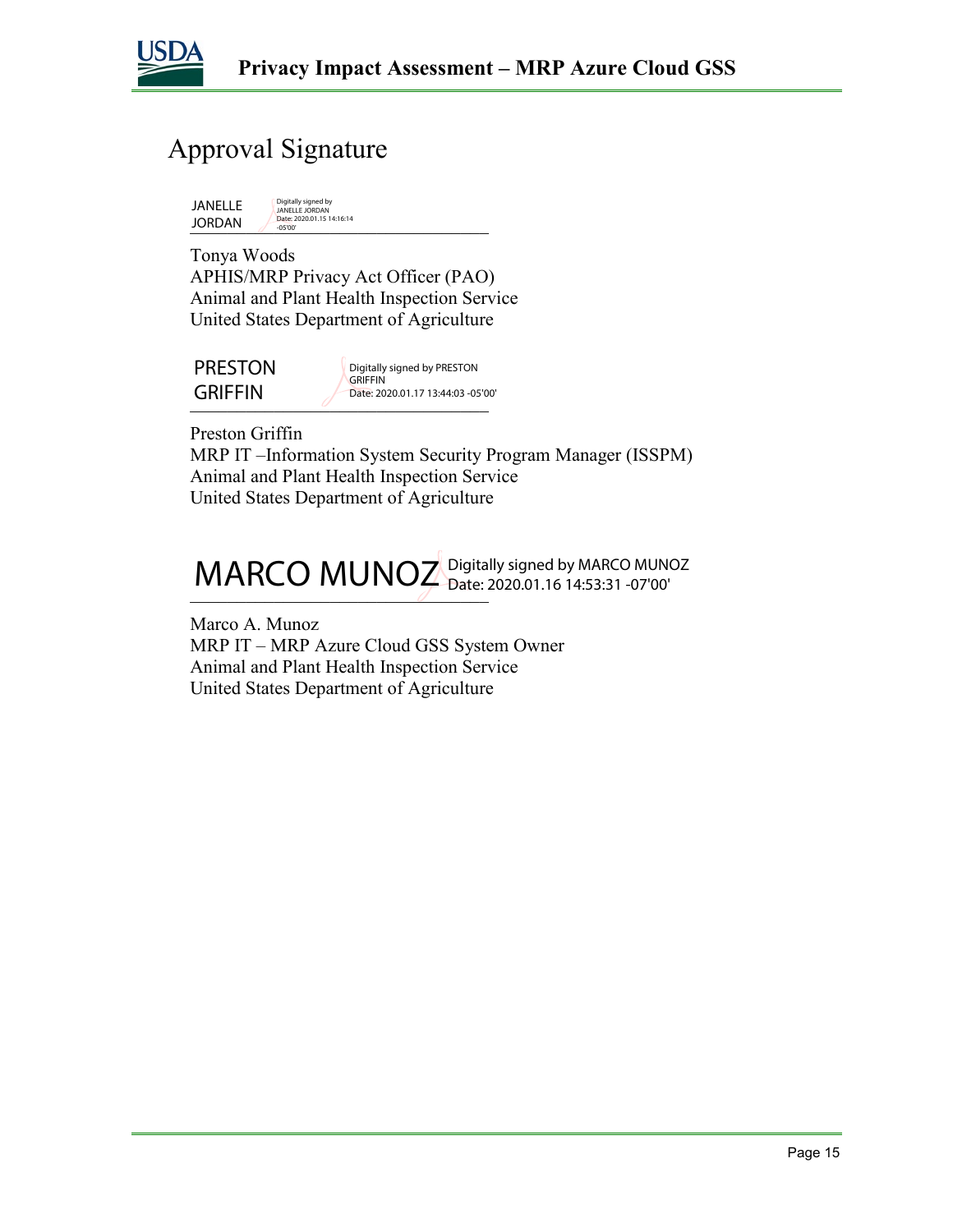# Approval Signature

JANELLE JORDAN — Digitally signed by JANELLE JORDAN Date: 2020.01.15 14:16:14 -05'00'

Tonya Woods
APHIS/MRP Privacy Act Officer (PAO)
Animal and Plant Health Inspection Service
United States Department of Agriculture

PRESTON GRIFFIN — Digitally signed by PRESTON GRIFFIN Date: 2020.01.17 13:44:03 -05'00'

Preston Griffin
MRP IT –Information System Security Program Manager (ISSPM)
Animal and Plant Health Inspection Service
United States Department of Agriculture

MARCO MUNOZ — Digitally signed by MARCO MUNOZ Date: 2020.01.16 14:53:31 -07'00'

Marco A. Munoz
MRP IT – MRP Azure Cloud GSS System Owner
Animal and Plant Health Inspection Service
United States Department of Agriculture